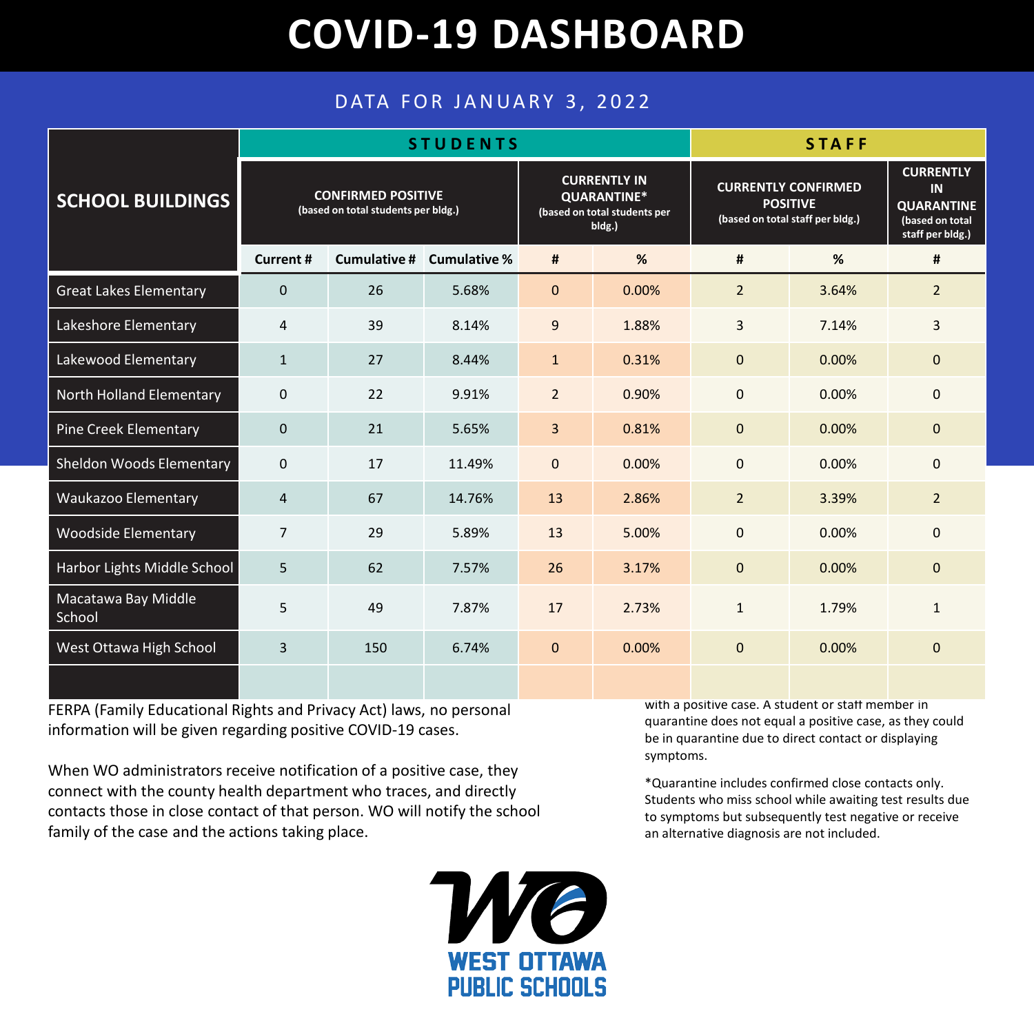# COVID-19 DASHBOARD

DATA FOR JANUARY 3, 2022

| SCHOOL BUILDINGS | STUDENTS | | | | | STAFF | | |
|---|---|---|---|---|---|---|---|---|
| | CONFIRMED POSITIVE (based on total students per bldg.) | | | CURRENTLY IN QUARANTINE* (based on total students per bldg.) | | CURRENTLY CONFIRMED POSITIVE (based on total staff per bldg.) | | CURRENTLY IN QUARANTINE (based on total staff per bldg.) |
| | Current # | Cumulative # | Cumulative % | # | % | # | % | # |
| Great Lakes Elementary | 0 | 26 | 5.68% | 0 | 0.00% | 2 | 3.64% | 2 |
| Lakeshore Elementary | 4 | 39 | 8.14% | 9 | 1.88% | 3 | 7.14% | 3 |
| Lakewood Elementary | 1 | 27 | 8.44% | 1 | 0.31% | 0 | 0.00% | 0 |
| North Holland Elementary | 0 | 22 | 9.91% | 2 | 0.90% | 0 | 0.00% | 0 |
| Pine Creek Elementary | 0 | 21 | 5.65% | 3 | 0.81% | 0 | 0.00% | 0 |
| Sheldon Woods Elementary | 0 | 17 | 11.49% | 0 | 0.00% | 0 | 0.00% | 0 |
| Waukazoo Elementary | 4 | 67 | 14.76% | 13 | 2.86% | 2 | 3.39% | 2 |
| Woodside Elementary | 7 | 29 | 5.89% | 13 | 5.00% | 0 | 0.00% | 0 |
| Harbor Lights Middle School | 5 | 62 | 7.57% | 26 | 3.17% | 0 | 0.00% | 0 |
| Macatawa Bay Middle School | 5 | 49 | 7.87% | 17 | 2.73% | 1 | 1.79% | 1 |
| West Ottawa High School | 3 | 150 | 6.74% | 0 | 0.00% | 0 | 0.00% | 0 |
| | | | | | | | | |

FERPA (Family Educational Rights and Privacy Act) laws, no personal information will be given regarding positive COVID-19 cases.

When WO administrators receive notification of a positive case, they connect with the county health department who traces, and directly contacts those in close contact of that person. WO will notify the school family of the case and the actions taking place.

with a positive case. A student or staff member in quarantine does not equal a positive case, as they could be in quarantine due to direct contact or displaying symptoms.

*Quarantine includes confirmed close contacts only. Students who miss school while awaiting test results due to symptoms but subsequently test negative or receive an alternative diagnosis are not included.

WO

WEST OTTAWA PUBLIC SCHOOLS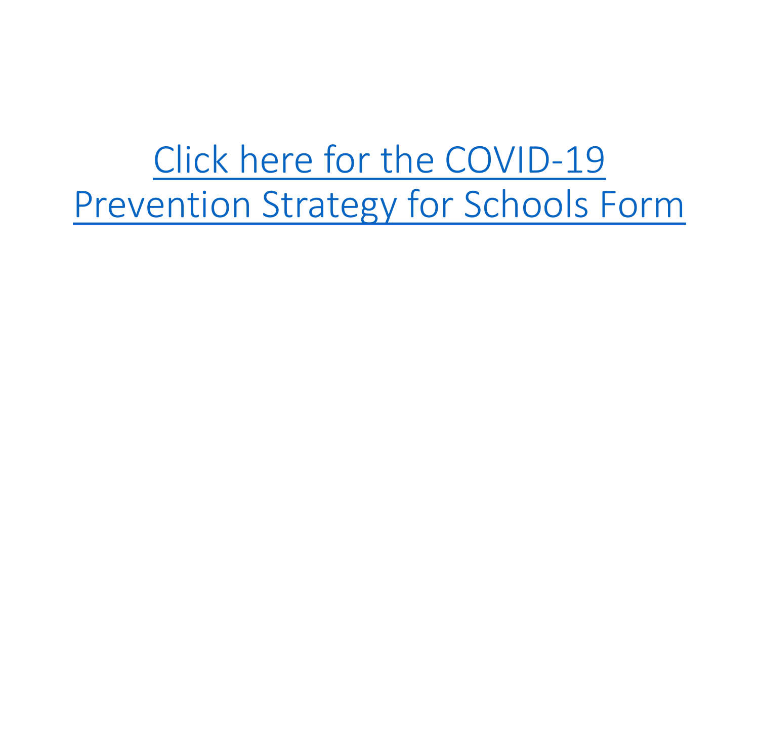Click here for the COVID-19 Prevention Strategy for Schools Form